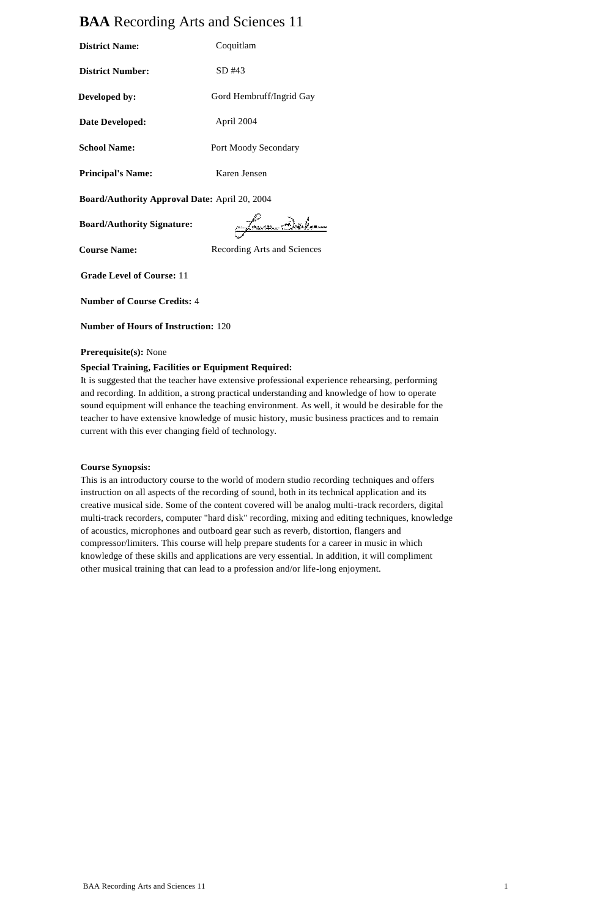# **BAA** Recording Arts and Sciences 11

**District Name:** Coquitlam

**District Number:** SD #43

**Developed by:** Gord Hembruff/Ingrid Gay

**Date Developed:** April 2004

**School Name:** Port Moody Secondary

**Principal's Name:** Karen Jensen

**Board/Authority Approval Date:** April 20, 2004

**Board/Authority Signature:**

**Course Name:** Recording Arts and Sciences

**Grade Level of Course:** 11

**Number of Course Credits:** 4

**Number of Hours of Instruction:** 120

**Prerequisite(s):** None

**Special Training, Facilities or Equipment Required:**
It is suggested that the teacher have extensive professional experience rehearsing, performing and recording. In addition, a strong practical understanding and knowledge of how to operate sound equipment will enhance the teaching environment. As well, it would be desirable for the teacher to have extensive knowledge of music history, music business practices and to remain current with this ever changing field of technology.

**Course Synopsis:**
This is an introductory course to the world of modern studio recording techniques and offers instruction on all aspects of the recording of sound, both in its technical application and its creative musical side. Some of the content covered will be analog multi-track recorders, digital multi-track recorders, computer "hard disk" recording, mixing and editing techniques, knowledge of acoustics, microphones and outboard gear such as reverb, distortion, flangers and compressor/limiters. This course will help prepare students for a career in music in which knowledge of these skills and applications are very essential. In addition, it will compliment other musical training that can lead to a profession and/or life-long enjoyment.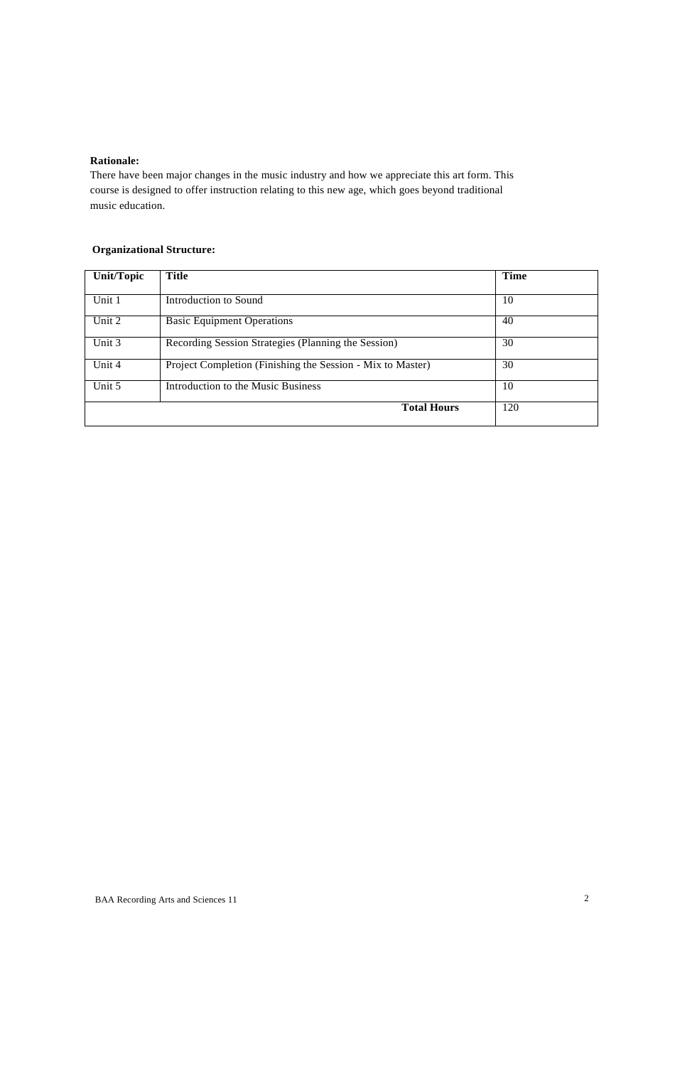**Rationale:**

There have been major changes in the music industry and how we appreciate this art form. This course is designed to offer instruction relating to this new age, which goes beyond traditional music education.

**Organizational Structure:**

| Unit/Topic | Title | Time |
|---|---|---|
| Unit 1 | Introduction to Sound | 10 |
| Unit 2 | Basic Equipment Operations | 40 |
| Unit 3 | Recording Session Strategies (Planning the Session) | 30 |
| Unit 4 | Project Completion (Finishing the Session - Mix to Master) | 30 |
| Unit 5 | Introduction to the Music Business | 10 |
| | **Total Hours** | 120 |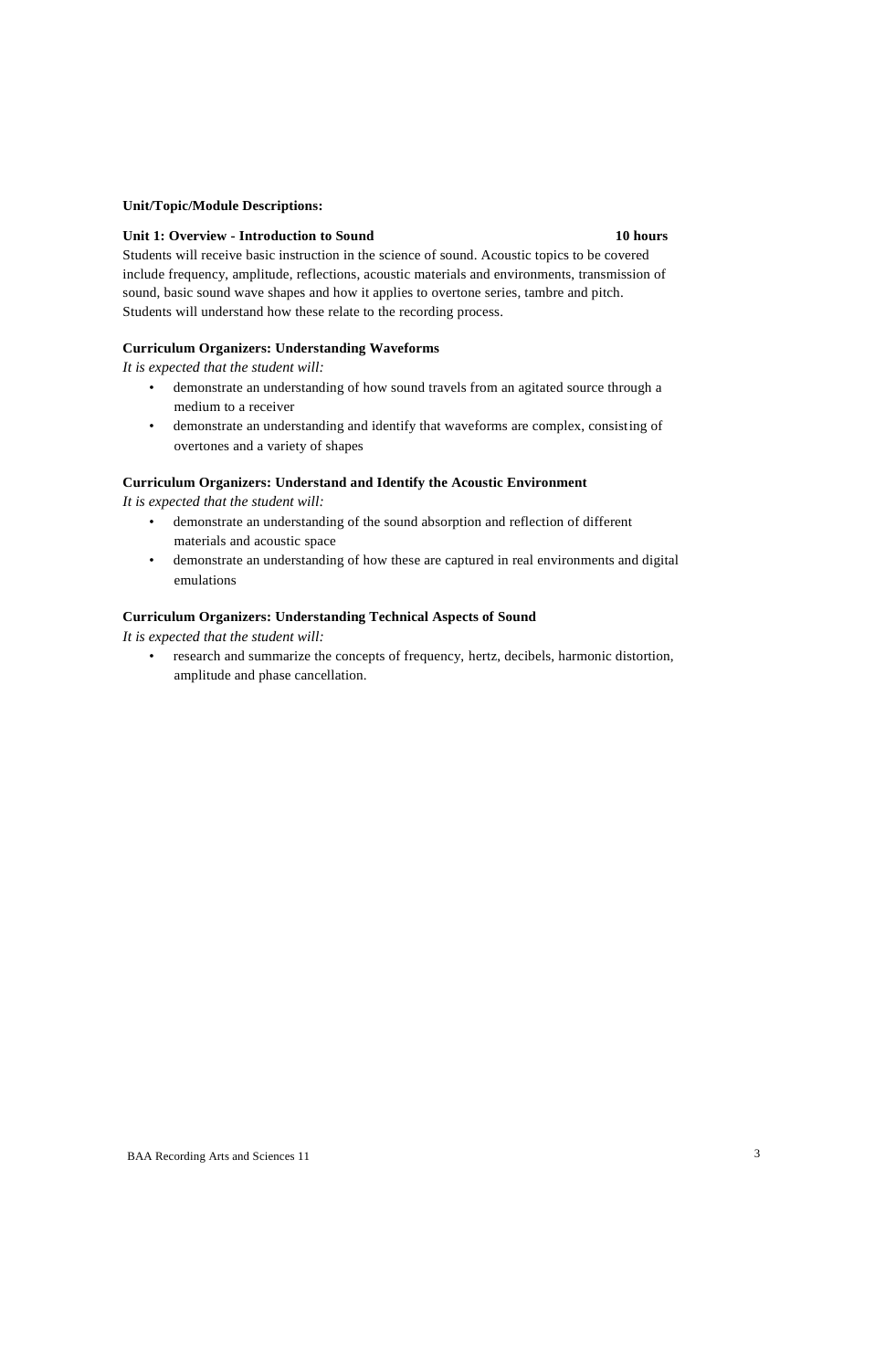**Unit/Topic/Module Descriptions:**

**Unit 1: Overview - Introduction to Sound** **10 hours**

Students will receive basic instruction in the science of sound. Acoustic topics to be covered include frequency, amplitude, reflections, acoustic materials and environments, transmission of sound, basic sound wave shapes and how it applies to overtone series, tambre and pitch. Students will understand how these relate to the recording process.

**Curriculum Organizers: Understanding Waveforms**

*It is expected that the student will:*

- demonstrate an understanding of how sound travels from an agitated source through a medium to a receiver
- demonstrate an understanding and identify that waveforms are complex, consisting of overtones and a variety of shapes

**Curriculum Organizers: Understand and Identify the Acoustic Environment**

*It is expected that the student will:*

- demonstrate an understanding of the sound absorption and reflection of different materials and acoustic space
- demonstrate an understanding of how these are captured in real environments and digital emulations

**Curriculum Organizers: Understanding Technical Aspects of Sound**

*It is expected that the student will:*

- research and summarize the concepts of frequency, hertz, decibels, harmonic distortion, amplitude and phase cancellation.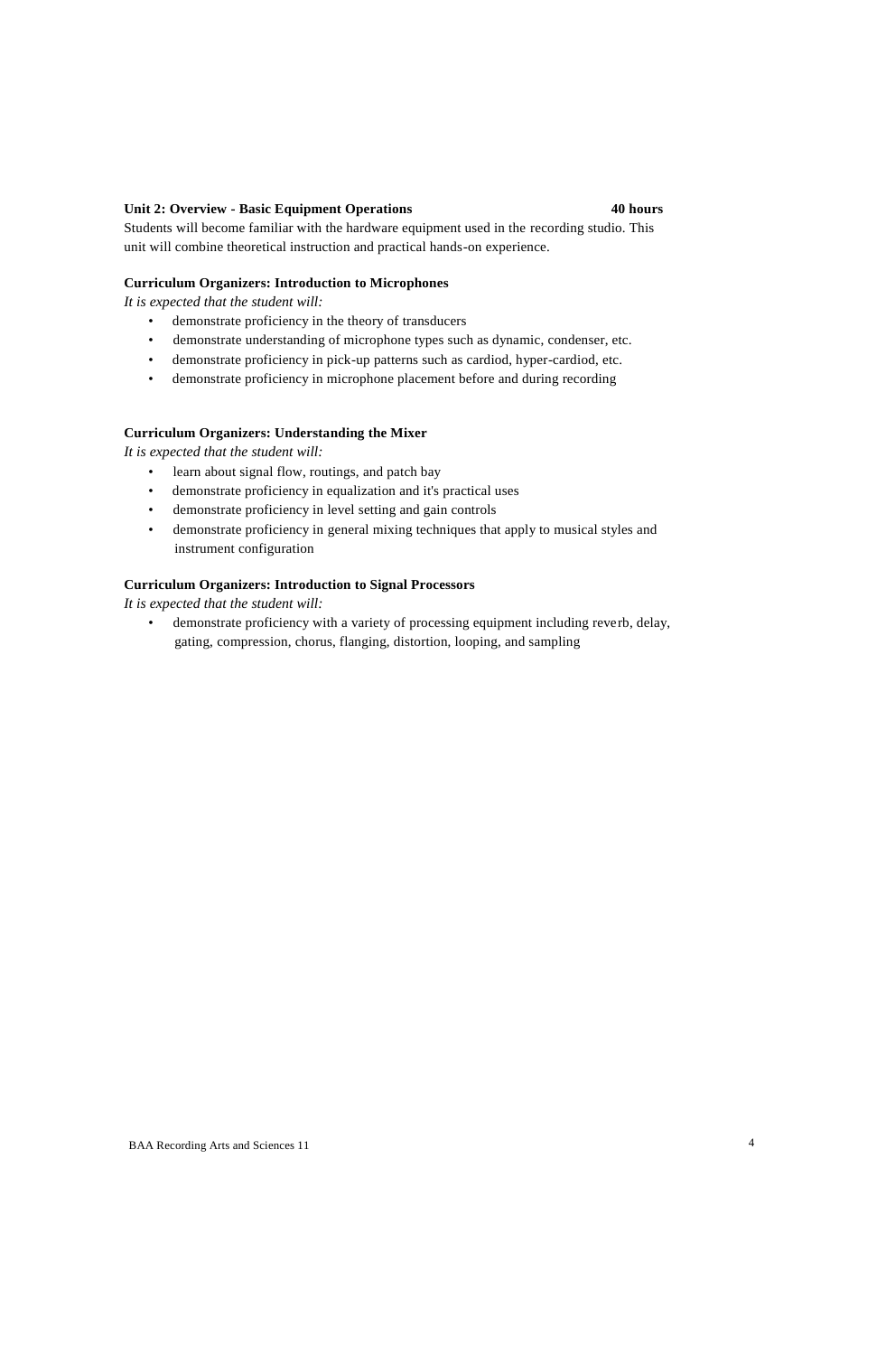**Unit 2: Overview - Basic Equipment Operations** **40 hours**

Students will become familiar with the hardware equipment used in the recording studio. This unit will combine theoretical instruction and practical hands-on experience.

**Curriculum Organizers: Introduction to Microphones**

*It is expected that the student will:*

- demonstrate proficiency in the theory of transducers
- demonstrate understanding of microphone types such as dynamic, condenser, etc.
- demonstrate proficiency in pick-up patterns such as cardiod, hyper-cardiod, etc.
- demonstrate proficiency in microphone placement before and during recording

**Curriculum Organizers: Understanding the Mixer**

*It is expected that the student will:*

- learn about signal flow, routings, and patch bay
- demonstrate proficiency in equalization and it's practical uses
- demonstrate proficiency in level setting and gain controls
- demonstrate proficiency in general mixing techniques that apply to musical styles and instrument configuration

**Curriculum Organizers: Introduction to Signal Processors**

*It is expected that the student will:*

- demonstrate proficiency with a variety of processing equipment including reverb, delay, gating, compression, chorus, flanging, distortion, looping, and sampling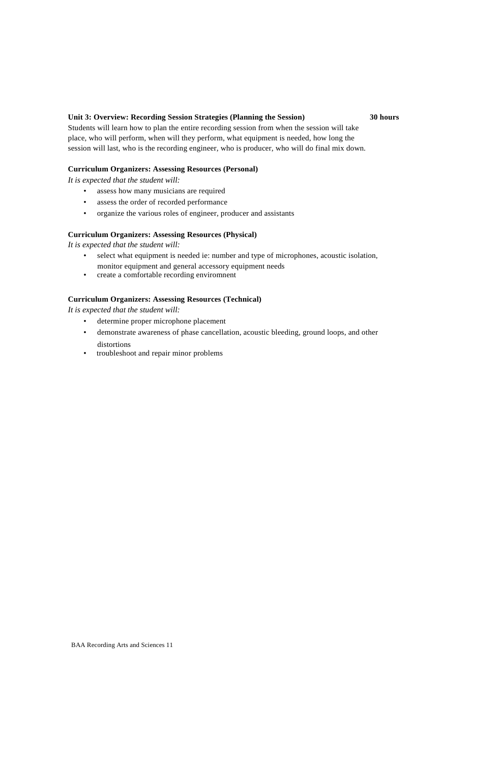**Unit 3: Overview: Recording Session Strategies (Planning the Session)** **30 hours**

Students will learn how to plan the entire recording session from when the session will take place, who will perform, when will they perform, what equipment is needed, how long the session will last, who is the recording engineer, who is producer, who will do final mix down.

**Curriculum Organizers: Assessing Resources (Personal)**

*It is expected that the student will:*

- assess how many musicians are required
- assess the order of recorded performance
- organize the various roles of engineer, producer and assistants

**Curriculum Organizers: Assessing Resources (Physical)**

*It is expected that the student will:*

- select what equipment is needed ie: number and type of microphones, acoustic isolation, monitor equipment and general accessory equipment needs
- create a comfortable recording enviromnent

**Curriculum Organizers: Assessing Resources (Technical)**

*It is expected that the student will:*

- determine proper microphone placement
- demonstrate awareness of phase cancellation, acoustic bleeding, ground loops, and other distortions
- troubleshoot and repair minor problems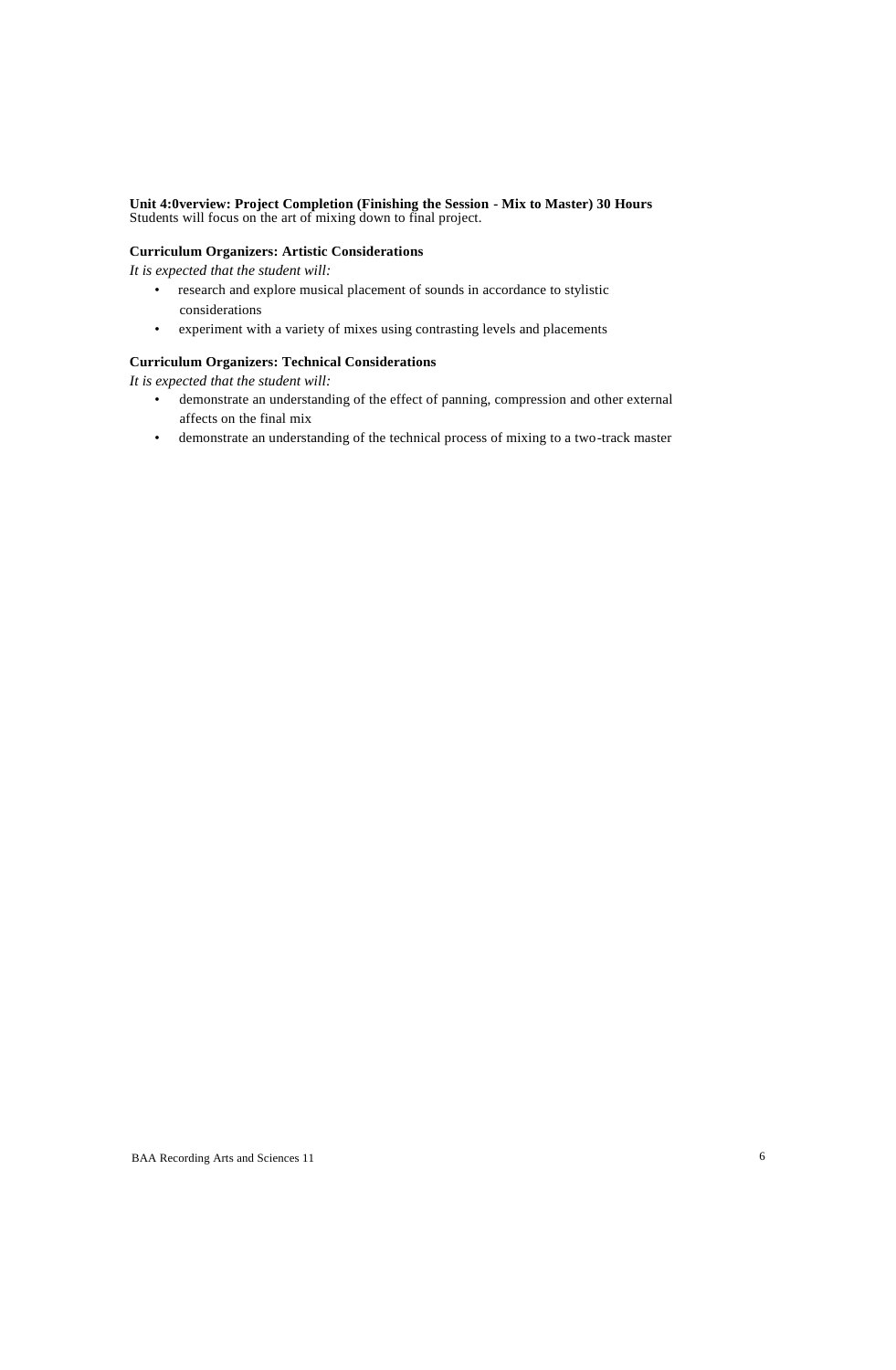**Unit 4:0verview: Project Completion (Finishing the Session - Mix to Master) 30 Hours**
Students will focus on the art of mixing down to final project.

**Curriculum Organizers: Artistic Considerations**

*It is expected that the student will:*

- research and explore musical placement of sounds in accordance to stylistic considerations
- experiment with a variety of mixes using contrasting levels and placements

**Curriculum Organizers: Technical Considerations**

*It is expected that the student will:*

- demonstrate an understanding of the effect of panning, compression and other external affects on the final mix
- demonstrate an understanding of the technical process of mixing to a two-track master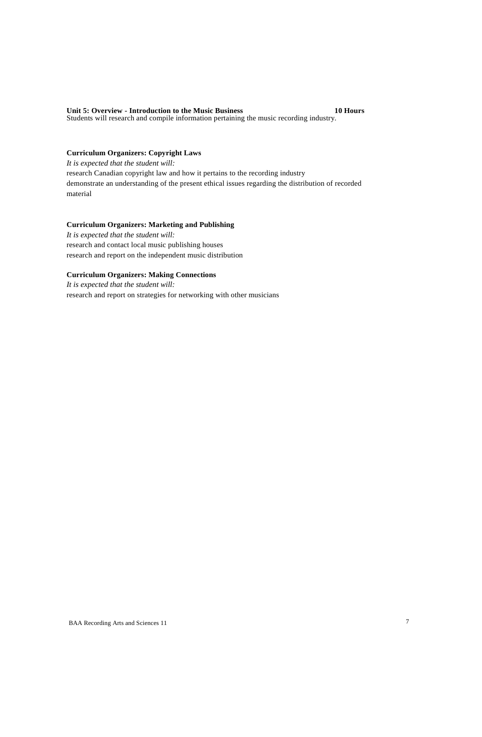**Unit 5: Overview - Introduction to the Music Business** **10 Hours**

Students will research and compile information pertaining the music recording industry.

**Curriculum Organizers: Copyright Laws**

*It is expected that the student will:*

research Canadian copyright law and how it pertains to the recording industry

demonstrate an understanding of the present ethical issues regarding the distribution of recorded material

**Curriculum Organizers: Marketing and Publishing**

*It is expected that the student will:*

research and contact local music publishing houses

research and report on the independent music distribution

**Curriculum Organizers: Making Connections**

*It is expected that the student will:*

research and report on strategies for networking with other musicians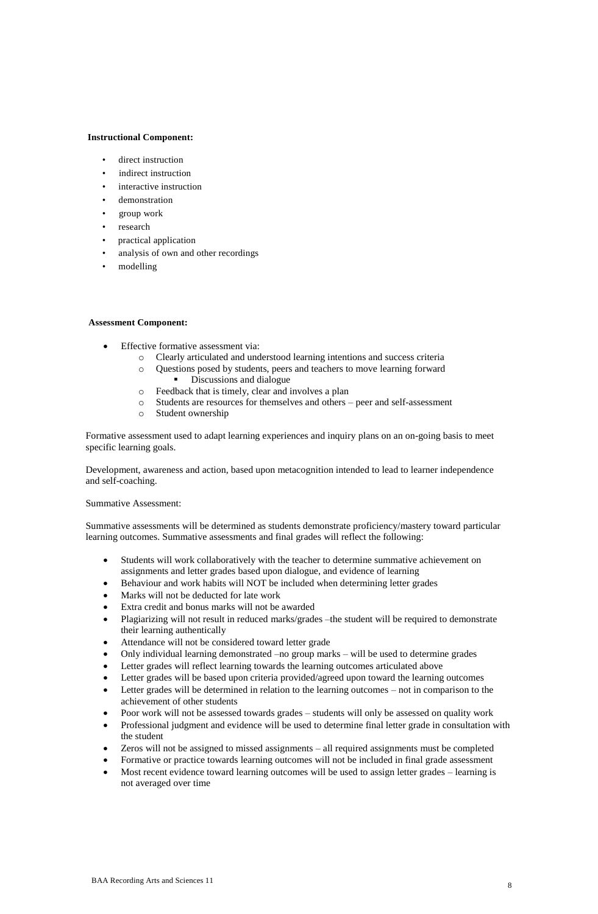**Instructional Component:**

- direct instruction
- indirect instruction
- interactive instruction
- demonstration
- group work
- research
- practical application
- analysis of own and other recordings
- modelling

**Assessment Component:**

- Effective formative assessment via:
  - Clearly articulated and understood learning intentions and success criteria
  - Questions posed by students, peers and teachers to move learning forward
    - Discussions and dialogue
  - Feedback that is timely, clear and involves a plan
  - Students are resources for themselves and others – peer and self-assessment
  - Student ownership

Formative assessment used to adapt learning experiences and inquiry plans on an on-going basis to meet specific learning goals.

Development, awareness and action, based upon metacognition intended to lead to learner independence and self-coaching.

Summative Assessment:

Summative assessments will be determined as students demonstrate proficiency/mastery toward particular learning outcomes. Summative assessments and final grades will reflect the following:

- Students will work collaboratively with the teacher to determine summative achievement on assignments and letter grades based upon dialogue, and evidence of learning
- Behaviour and work habits will NOT be included when determining letter grades
- Marks will not be deducted for late work
- Extra credit and bonus marks will not be awarded
- Plagiarizing will not result in reduced marks/grades –the student will be required to demonstrate their learning authentically
- Attendance will not be considered toward letter grade
- Only individual learning demonstrated –no group marks – will be used to determine grades
- Letter grades will reflect learning towards the learning outcomes articulated above
- Letter grades will be based upon criteria provided/agreed upon toward the learning outcomes
- Letter grades will be determined in relation to the learning outcomes – not in comparison to the achievement of other students
- Poor work will not be assessed towards grades – students will only be assessed on quality work
- Professional judgment and evidence will be used to determine final letter grade in consultation with the student
- Zeros will not be assigned to missed assignments – all required assignments must be completed
- Formative or practice towards learning outcomes will not be included in final grade assessment
- Most recent evidence toward learning outcomes will be used to assign letter grades – learning is not averaged over time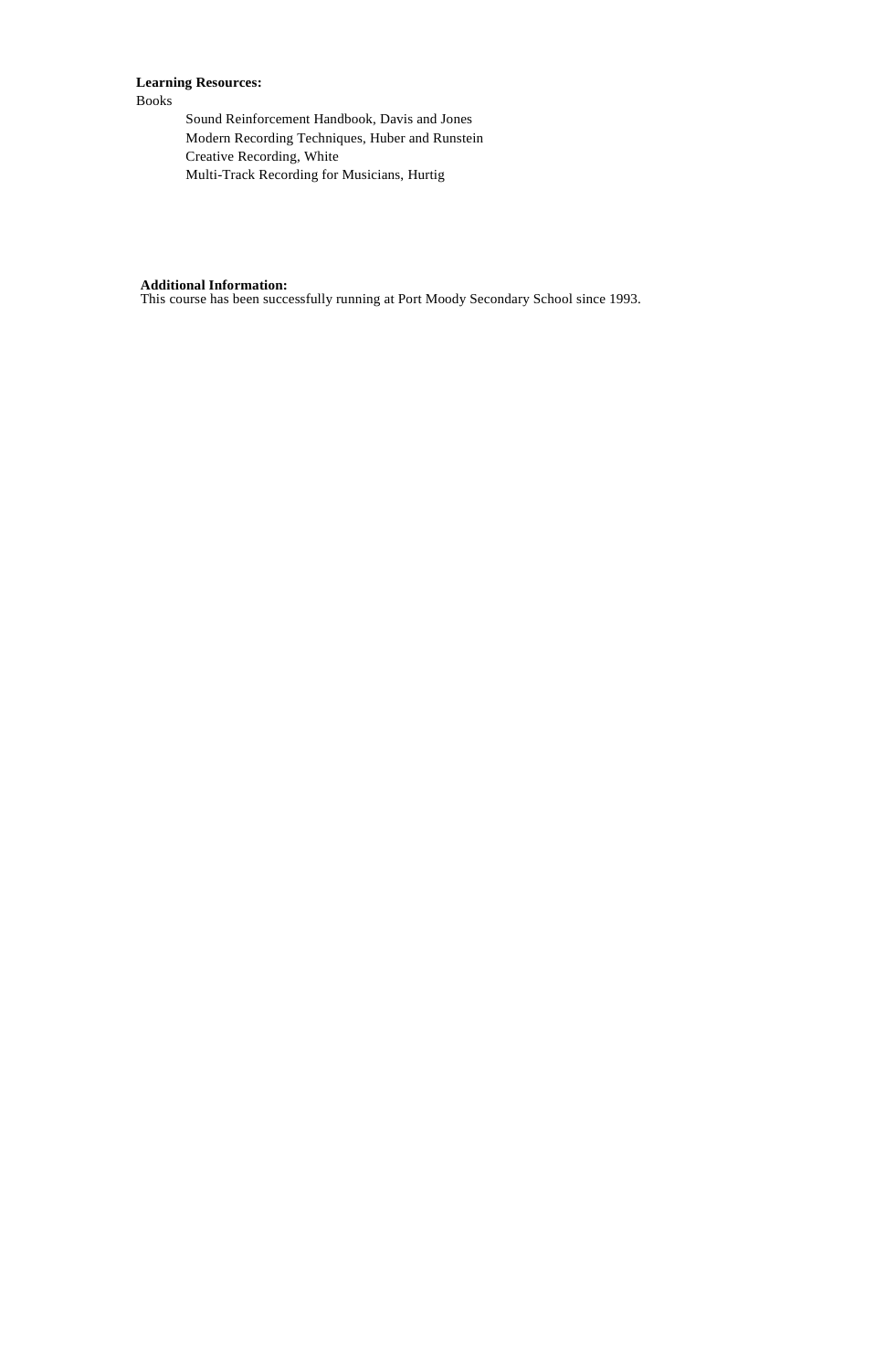**Learning Resources:**

Books

- Sound Reinforcement Handbook, Davis and Jones
- Modern Recording Techniques, Huber and Runstein
- Creative Recording, White
- Multi-Track Recording for Musicians, Hurtig

**Additional Information:**

This course has been successfully running at Port Moody Secondary School since 1993.